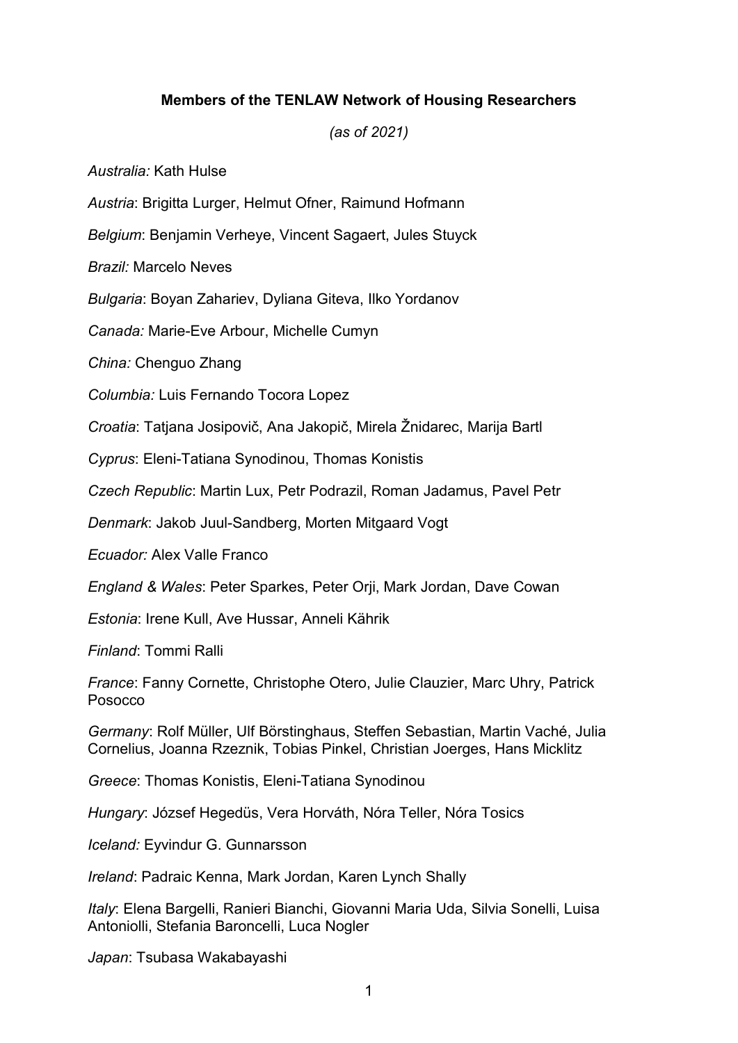**Members of the TENLAW Network of Housing Researchers**

*(as of 2021)*

*Australia:* Kath Hulse

*Austria*: Brigitta Lurger, Helmut Ofner, Raimund Hofmann

*Belgium*: Benjamin Verheye, Vincent Sagaert, Jules Stuyck

*Brazil:* Marcelo Neves

*Bulgaria*: Boyan Zahariev, Dyliana Giteva, Ilko Yordanov

*Canada:* Marie-Eve Arbour, Michelle Cumyn

*China:* Chenguo Zhang

*Columbia:* Luis Fernando Tocora Lopez

*Croatia*: Tatjana Josipovič, Ana Jakopič, Mirela Žnidarec, Marija Bartl

*Cyprus*: Eleni-Tatiana Synodinou, Thomas Konistis

*Czech Republic*: Martin Lux, Petr Podrazil, Roman Jadamus, Pavel Petr

*Denmark*: Jakob Juul-Sandberg, Morten Mitgaard Vogt

*Ecuador:* Alex Valle Franco

*England & Wales*: Peter Sparkes, Peter Orji, Mark Jordan, Dave Cowan

*Estonia*: Irene Kull, Ave Hussar, Anneli Kährik

*Finland*: Tommi Ralli

*France*: Fanny Cornette, Christophe Otero, Julie Clauzier, Marc Uhry, Patrick Posocco

*Germany*: Rolf Müller, Ulf Börstinghaus, Steffen Sebastian, Martin Vaché, Julia Cornelius, Joanna Rzeznik, Tobias Pinkel, Christian Joerges, Hans Micklitz

*Greece*: Thomas Konistis, Eleni-Tatiana Synodinou

*Hungary*: József Hegedüs, Vera Horváth, Nóra Teller, Nóra Tosics

*Iceland:* Eyvindur G. Gunnarsson

*Ireland*: Padraic Kenna, Mark Jordan, Karen Lynch Shally

*Italy*: Elena Bargelli, Ranieri Bianchi, Giovanni Maria Uda, Silvia Sonelli, Luisa Antoniolli, Stefania Baroncelli, Luca Nogler

*Japan*: Tsubasa Wakabayashi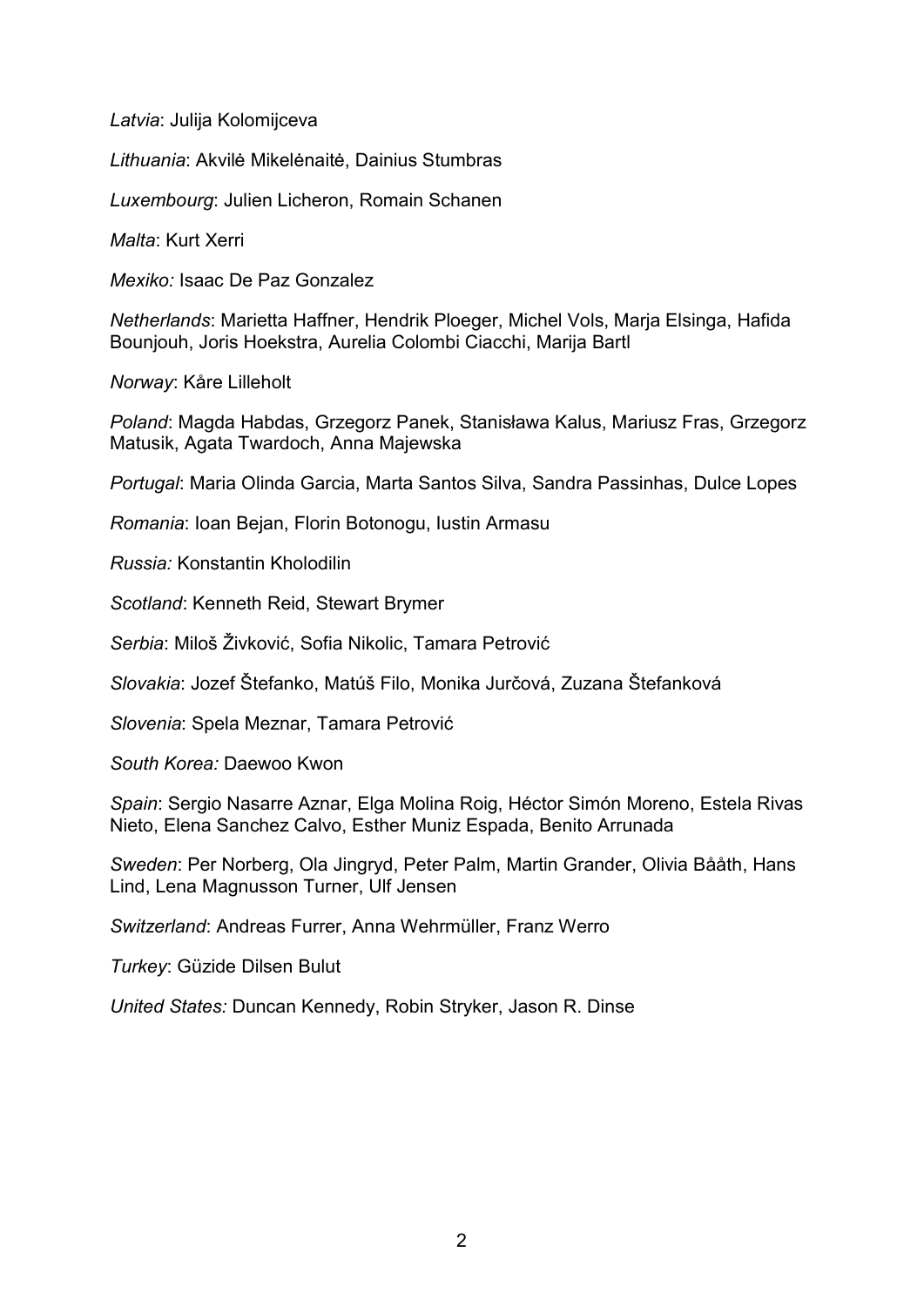*Latvia*: Julija Kolomijceva

*Lithuania*: Akvilė Mikelėnaitė, Dainius Stumbras

*Luxembourg*: Julien Licheron, Romain Schanen

*Malta*: Kurt Xerri

*Mexiko:* Isaac De Paz Gonzalez

*Netherlands*: Marietta Haffner, Hendrik Ploeger, Michel Vols, Marja Elsinga, Hafida Bounjouh, Joris Hoekstra, Aurelia Colombi Ciacchi, Marija Bartl

*Norway*: Kåre Lilleholt

*Poland*: Magda Habdas, Grzegorz Panek, Stanisława Kalus, Mariusz Fras, Grzegorz Matusik, Agata Twardoch, Anna Majewska

*Portugal*: Maria Olinda Garcia, Marta Santos Silva, Sandra Passinhas, Dulce Lopes

*Romania*: Ioan Bejan, Florin Botonogu, Iustin Armasu

*Russia:* Konstantin Kholodilin

*Scotland*: Kenneth Reid, Stewart Brymer

*Serbia*: Miloš Živković, Sofia Nikolic, Tamara Petrović

*Slovakia*: Jozef Štefanko, Matúš Filo, Monika Jurčová, Zuzana Štefanková

*Slovenia*: Spela Meznar, Tamara Petrović

*South Korea:* Daewoo Kwon

*Spain*: Sergio Nasarre Aznar, Elga Molina Roig, Héctor Simón Moreno, Estela Rivas Nieto, Elena Sanchez Calvo, Esther Muniz Espada, Benito Arrunada

*Sweden*: Per Norberg, Ola Jingryd, Peter Palm, Martin Grander, Olivia Bååth, Hans Lind, Lena Magnusson Turner, Ulf Jensen

*Switzerland*: Andreas Furrer, Anna Wehrmüller, Franz Werro

*Turkey*: Güzide Dilsen Bulut

*United States:* Duncan Kennedy, Robin Stryker, Jason R. Dinse